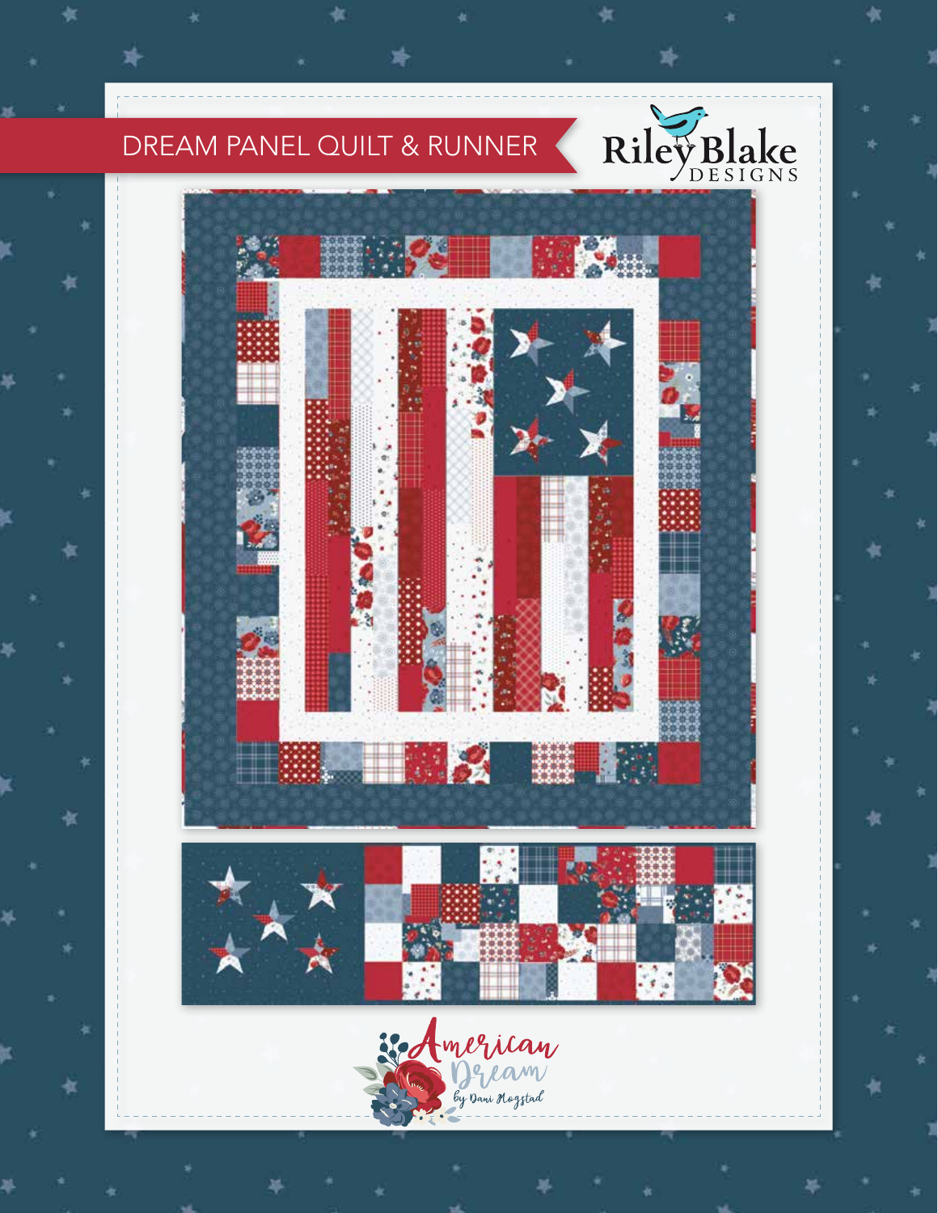# DREAM PANEL QUILT & RUNNER

Riley Blake DESIGNS

American Dream by Dani Mogstad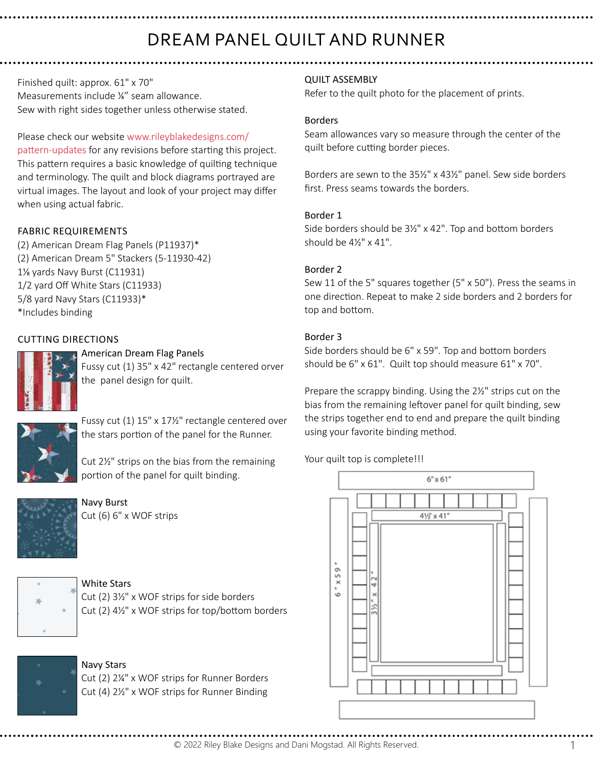# DREAM PANEL QUILT AND RUNNER

Finished quilt: approx. 61" x 70"
Measurements include ¼" seam allowance.
Sew with right sides together unless otherwise stated.

Please check our website www.rileyblakedesigns.com/pattern-updates for any revisions before starting this project. This pattern requires a basic knowledge of quilting technique and terminology. The quilt and block diagrams portrayed are virtual images. The layout and look of your project may differ when using actual fabric.

## FABRIC REQUIREMENTS

(2) American Dream Flag Panels (P11937)*
(2) American Dream 5" Stackers (5-11930-42)
1⅛ yards Navy Burst (C11931)
1/2 yard Off White Stars (C11933)
5/8 yard Navy Stars (C11933)*
*Includes binding

## CUTTING DIRECTIONS

### American Dream Flag Panels

Fussy cut (1) 35" x 42" rectangle centered orver the panel design for quilt.

Fussy cut (1) 15" x 17½" rectangle centered over the stars portion of the panel for the Runner.

Cut 2½" strips on the bias from the remaining portion of the panel for quilt binding.

### Navy Burst

Cut (6) 6" x WOF strips

### White Stars

Cut (2) 3½" x WOF strips for side borders
Cut (2) 4½" x WOF strips for top/bottom borders

### Navy Stars

Cut (2) 2¼" x WOF strips for Runner Borders
Cut (4) 2½" x WOF strips for Runner Binding

## QUILT ASSEMBLY

Refer to the quilt photo for the placement of prints.

### Borders

Seam allowances vary so measure through the center of the quilt before cutting border pieces.

Borders are sewn to the 35½" x 43½" panel. Sew side borders first. Press seams towards the borders.

### Border 1

Side borders should be 3½" x 42". Top and bottom borders should be 4½" x 41".

### Border 2

Sew 11 of the 5" squares together (5" x 50"). Press the seams in one direction. Repeat to make 2 side borders and 2 borders for top and bottom.

### Border 3

Side borders should be 6" x 59". Top and bottom borders should be 6" x 61". Quilt top should measure 61" x 70".

Prepare the scrappy binding. Using the 2½" strips cut on the bias from the remaining leftover panel for quilt binding, sew the strips together end to end and prepare the quilt binding using your favorite binding method.

Your quilt top is complete!!!

6" x 61"
4½" x 41"
6" x 59"
3½" x 42"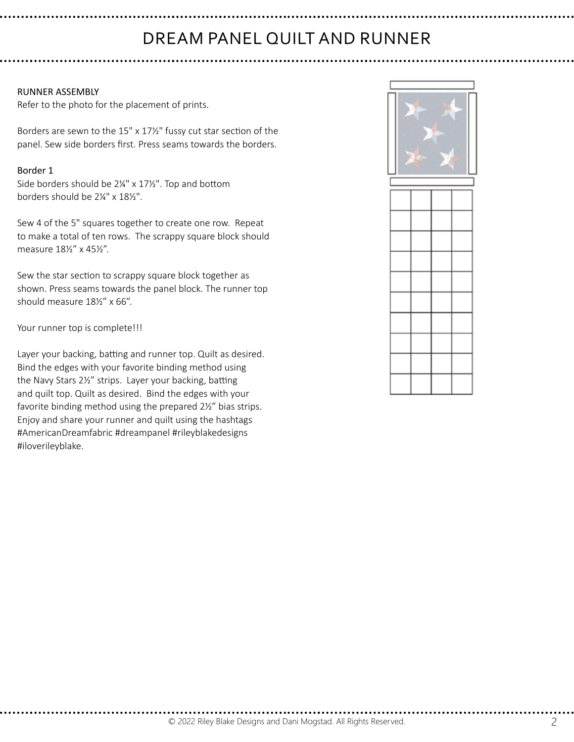# DREAM PANEL QUILT AND RUNNER

RUNNER ASSEMBLY

Refer to the photo for the placement of prints.

Borders are sewn to the 15" x 17½" fussy cut star section of the panel. Sew side borders first. Press seams towards the borders.

Border 1

Side borders should be 2¼" x 17½". Top and bottom borders should be 2¼" x 18½".

Sew 4 of the 5" squares together to create one row. Repeat to make a total of ten rows. The scrappy square block should measure 18½" x 45½".

Sew the star section to scrappy square block together as shown. Press seams towards the panel block. The runner top should measure 18½" x 66".

Your runner top is complete!!!

Layer your backing, batting and runner top. Quilt as desired. Bind the edges with your favorite binding method using the Navy Stars 2½" strips. Layer your backing, batting and quilt top. Quilt as desired. Bind the edges with your favorite binding method using the prepared 2½" bias strips. Enjoy and share your runner and quilt using the hashtags #AmericanDreamfabric #dreampanel #rileyblakedesigns #iloverileyblake.